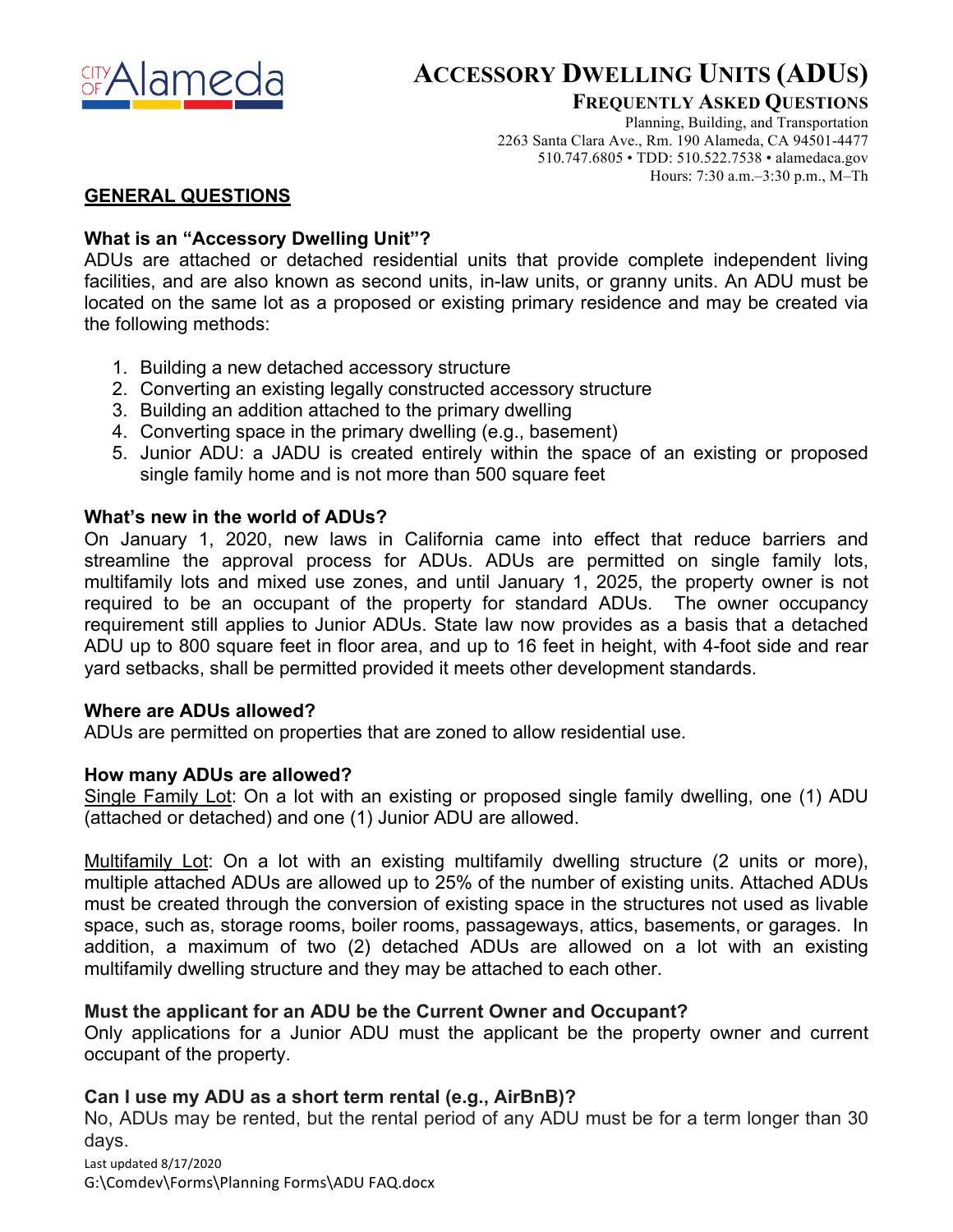CITY OF Alameda

# ACCESSORY DWELLING UNITS (ADUS)

## FREQUENTLY ASKED QUESTIONS

Planning, Building, and Transportation
2263 Santa Clara Ave., Rm. 190 Alameda, CA 94501-4477
510.747.6805 • TDD: 510.522.7538 • alamedaca.gov
Hours: 7:30 a.m.–3:30 p.m., M–Th

## GENERAL QUESTIONS

### What is an "Accessory Dwelling Unit"?

ADUs are attached or detached residential units that provide complete independent living facilities, and are also known as second units, in-law units, or granny units. An ADU must be located on the same lot as a proposed or existing primary residence and may be created via the following methods:

1. Building a new detached accessory structure
2. Converting an existing legally constructed accessory structure
3. Building an addition attached to the primary dwelling
4. Converting space in the primary dwelling (e.g., basement)
5. Junior ADU: a JADU is created entirely within the space of an existing or proposed single family home and is not more than 500 square feet

### What's new in the world of ADUs?

On January 1, 2020, new laws in California came into effect that reduce barriers and streamline the approval process for ADUs. ADUs are permitted on single family lots, multifamily lots and mixed use zones, and until January 1, 2025, the property owner is not required to be an occupant of the property for standard ADUs. The owner occupancy requirement still applies to Junior ADUs. State law now provides as a basis that a detached ADU up to 800 square feet in floor area, and up to 16 feet in height, with 4-foot side and rear yard setbacks, shall be permitted provided it meets other development standards.

### Where are ADUs allowed?

ADUs are permitted on properties that are zoned to allow residential use.

### How many ADUs are allowed?

Single Family Lot: On a lot with an existing or proposed single family dwelling, one (1) ADU (attached or detached) and one (1) Junior ADU are allowed.

Multifamily Lot: On a lot with an existing multifamily dwelling structure (2 units or more), multiple attached ADUs are allowed up to 25% of the number of existing units. Attached ADUs must be created through the conversion of existing space in the structures not used as livable space, such as, storage rooms, boiler rooms, passageways, attics, basements, or garages. In addition, a maximum of two (2) detached ADUs are allowed on a lot with an existing multifamily dwelling structure and they may be attached to each other.

### Must the applicant for an ADU be the Current Owner and Occupant?

Only applications for a Junior ADU must the applicant be the property owner and current occupant of the property.

### Can I use my ADU as a short term rental (e.g., AirBnB)?

No, ADUs may be rented, but the rental period of any ADU must be for a term longer than 30 days.

Last updated 8/17/2020
G:\Comdev\Forms\Planning Forms\ADU FAQ.docx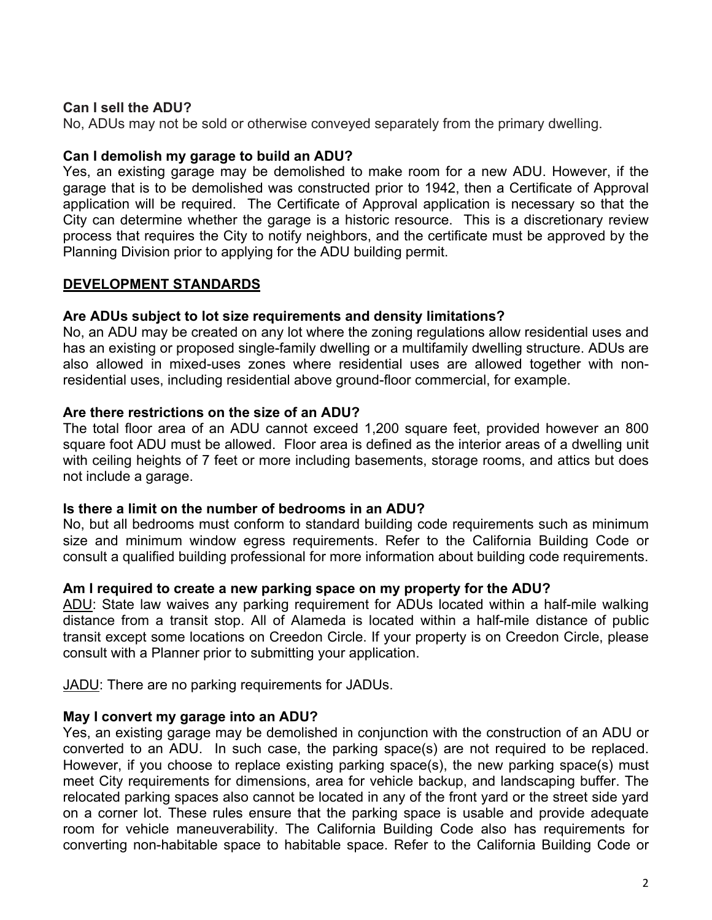**Can I sell the ADU?**

No, ADUs may not be sold or otherwise conveyed separately from the primary dwelling.

**Can I demolish my garage to build an ADU?**

Yes, an existing garage may be demolished to make room for a new ADU. However, if the garage that is to be demolished was constructed prior to 1942, then a Certificate of Approval application will be required. The Certificate of Approval application is necessary so that the City can determine whether the garage is a historic resource. This is a discretionary review process that requires the City to notify neighbors, and the certificate must be approved by the Planning Division prior to applying for the ADU building permit.

## DEVELOPMENT STANDARDS

**Are ADUs subject to lot size requirements and density limitations?**

No, an ADU may be created on any lot where the zoning regulations allow residential uses and has an existing or proposed single-family dwelling or a multifamily dwelling structure. ADUs are also allowed in mixed-uses zones where residential uses are allowed together with non-residential uses, including residential above ground-floor commercial, for example.

**Are there restrictions on the size of an ADU?**

The total floor area of an ADU cannot exceed 1,200 square feet, provided however an 800 square foot ADU must be allowed. Floor area is defined as the interior areas of a dwelling unit with ceiling heights of 7 feet or more including basements, storage rooms, and attics but does not include a garage.

**Is there a limit on the number of bedrooms in an ADU?**

No, but all bedrooms must conform to standard building code requirements such as minimum size and minimum window egress requirements. Refer to the California Building Code or consult a qualified building professional for more information about building code requirements.

**Am I required to create a new parking space on my property for the ADU?**

ADU: State law waives any parking requirement for ADUs located within a half-mile walking distance from a transit stop. All of Alameda is located within a half-mile distance of public transit except some locations on Creedon Circle. If your property is on Creedon Circle, please consult with a Planner prior to submitting your application.

JADU: There are no parking requirements for JADUs.

**May I convert my garage into an ADU?**

Yes, an existing garage may be demolished in conjunction with the construction of an ADU or converted to an ADU. In such case, the parking space(s) are not required to be replaced. However, if you choose to replace existing parking space(s), the new parking space(s) must meet City requirements for dimensions, area for vehicle backup, and landscaping buffer. The relocated parking spaces also cannot be located in any of the front yard or the street side yard on a corner lot. These rules ensure that the parking space is usable and provide adequate room for vehicle maneuverability. The California Building Code also has requirements for converting non-habitable space to habitable space. Refer to the California Building Code or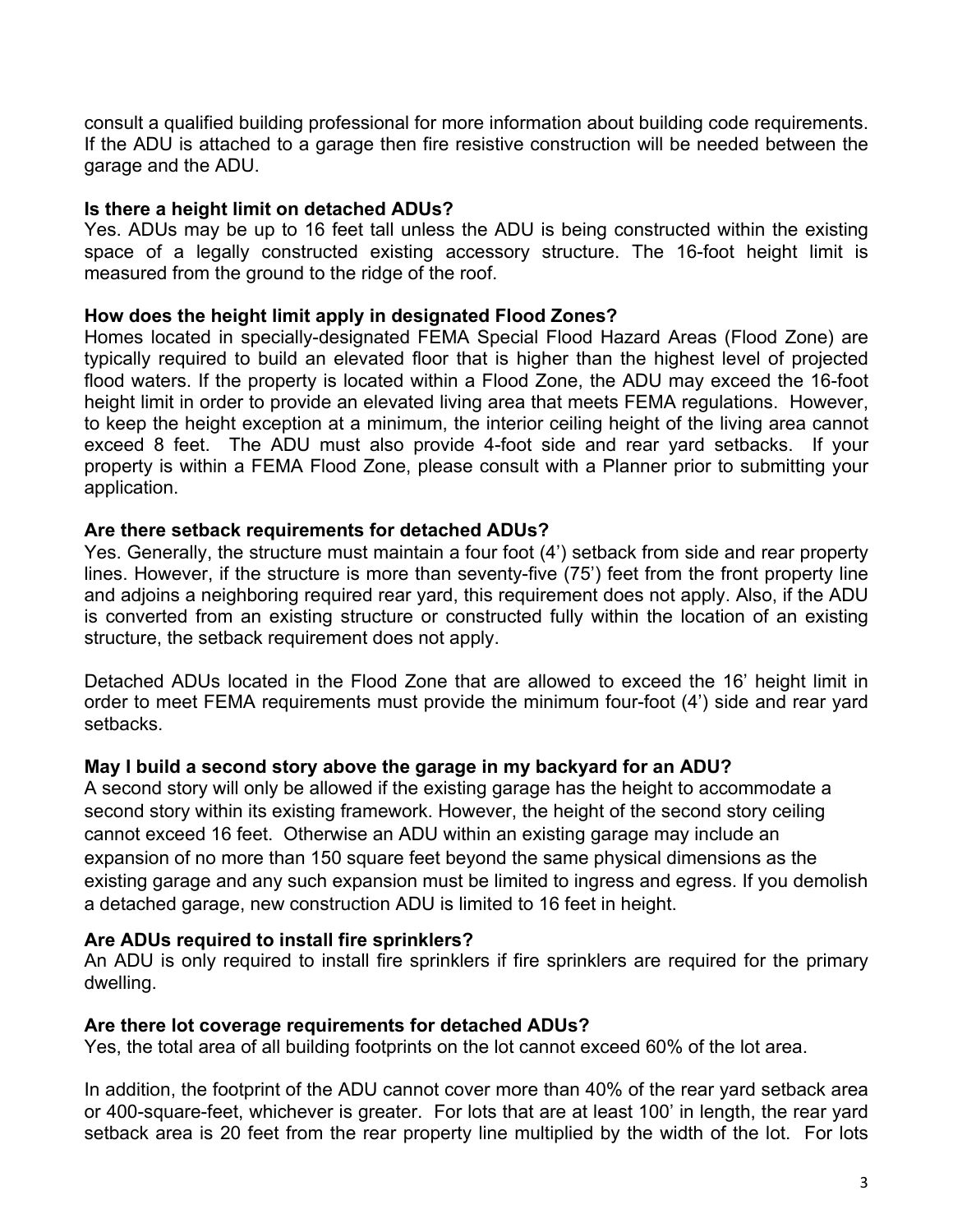consult a qualified building professional for more information about building code requirements. If the ADU is attached to a garage then fire resistive construction will be needed between the garage and the ADU.

**Is there a height limit on detached ADUs?**

Yes. ADUs may be up to 16 feet tall unless the ADU is being constructed within the existing space of a legally constructed existing accessory structure. The 16-foot height limit is measured from the ground to the ridge of the roof.

**How does the height limit apply in designated Flood Zones?**

Homes located in specially-designated FEMA Special Flood Hazard Areas (Flood Zone) are typically required to build an elevated floor that is higher than the highest level of projected flood waters. If the property is located within a Flood Zone, the ADU may exceed the 16-foot height limit in order to provide an elevated living area that meets FEMA regulations. However, to keep the height exception at a minimum, the interior ceiling height of the living area cannot exceed 8 feet. The ADU must also provide 4-foot side and rear yard setbacks. If your property is within a FEMA Flood Zone, please consult with a Planner prior to submitting your application.

**Are there setback requirements for detached ADUs?**

Yes. Generally, the structure must maintain a four foot (4') setback from side and rear property lines. However, if the structure is more than seventy-five (75') feet from the front property line and adjoins a neighboring required rear yard, this requirement does not apply. Also, if the ADU is converted from an existing structure or constructed fully within the location of an existing structure, the setback requirement does not apply.

Detached ADUs located in the Flood Zone that are allowed to exceed the 16' height limit in order to meet FEMA requirements must provide the minimum four-foot (4') side and rear yard setbacks.

**May I build a second story above the garage in my backyard for an ADU?**

A second story will only be allowed if the existing garage has the height to accommodate a second story within its existing framework. However, the height of the second story ceiling cannot exceed 16 feet. Otherwise an ADU within an existing garage may include an expansion of no more than 150 square feet beyond the same physical dimensions as the existing garage and any such expansion must be limited to ingress and egress. If you demolish a detached garage, new construction ADU is limited to 16 feet in height.

**Are ADUs required to install fire sprinklers?**

An ADU is only required to install fire sprinklers if fire sprinklers are required for the primary dwelling.

**Are there lot coverage requirements for detached ADUs?**

Yes, the total area of all building footprints on the lot cannot exceed 60% of the lot area.

In addition, the footprint of the ADU cannot cover more than 40% of the rear yard setback area or 400-square-feet, whichever is greater. For lots that are at least 100' in length, the rear yard setback area is 20 feet from the rear property line multiplied by the width of the lot. For lots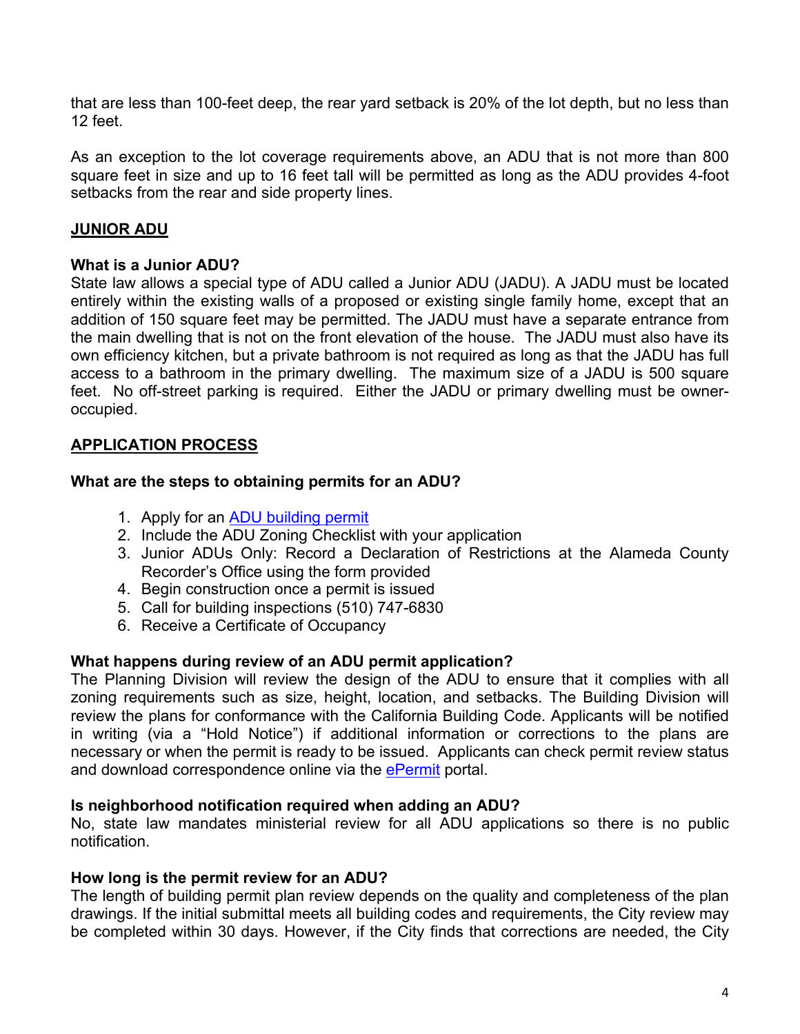that are less than 100-feet deep, the rear yard setback is 20% of the lot depth, but no less than 12 feet.

As an exception to the lot coverage requirements above, an ADU that is not more than 800 square feet in size and up to 16 feet tall will be permitted as long as the ADU provides 4-foot setbacks from the rear and side property lines.

## JUNIOR ADU

### What is a Junior ADU?

State law allows a special type of ADU called a Junior ADU (JADU). A JADU must be located entirely within the existing walls of a proposed or existing single family home, except that an addition of 150 square feet may be permitted. The JADU must have a separate entrance from the main dwelling that is not on the front elevation of the house. The JADU must also have its own efficiency kitchen, but a private bathroom is not required as long as that the JADU has full access to a bathroom in the primary dwelling. The maximum size of a JADU is 500 square feet. No off-street parking is required. Either the JADU or primary dwelling must be owner-occupied.

## APPLICATION PROCESS

### What are the steps to obtaining permits for an ADU?

1. Apply for an ADU building permit
2. Include the ADU Zoning Checklist with your application
3. Junior ADUs Only: Record a Declaration of Restrictions at the Alameda County Recorder's Office using the form provided
4. Begin construction once a permit is issued
5. Call for building inspections (510) 747-6830
6. Receive a Certificate of Occupancy

### What happens during review of an ADU permit application?

The Planning Division will review the design of the ADU to ensure that it complies with all zoning requirements such as size, height, location, and setbacks. The Building Division will review the plans for conformance with the California Building Code. Applicants will be notified in writing (via a "Hold Notice") if additional information or corrections to the plans are necessary or when the permit is ready to be issued. Applicants can check permit review status and download correspondence online via the ePermit portal.

### Is neighborhood notification required when adding an ADU?

No, state law mandates ministerial review for all ADU applications so there is no public notification.

### How long is the permit review for an ADU?

The length of building permit plan review depends on the quality and completeness of the plan drawings. If the initial submittal meets all building codes and requirements, the City review may be completed within 30 days. However, if the City finds that corrections are needed, the City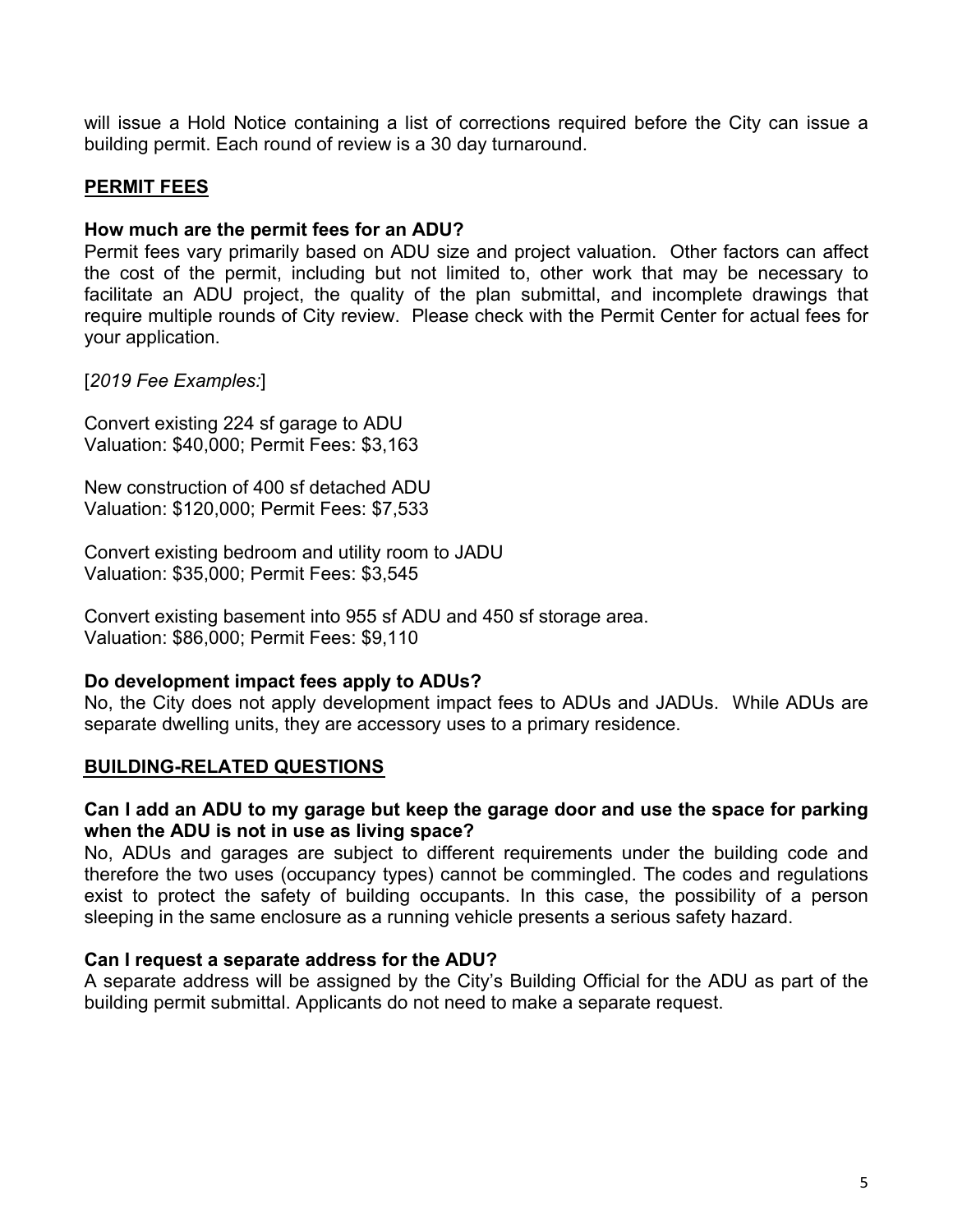will issue a Hold Notice containing a list of corrections required before the City can issue a building permit. Each round of review is a 30 day turnaround.

## PERMIT FEES

**How much are the permit fees for an ADU?**
Permit fees vary primarily based on ADU size and project valuation. Other factors can affect the cost of the permit, including but not limited to, other work that may be necessary to facilitate an ADU project, the quality of the plan submittal, and incomplete drawings that require multiple rounds of City review. Please check with the Permit Center for actual fees for your application.

[*2019 Fee Examples:*]

Convert existing 224 sf garage to ADU
Valuation: $40,000; Permit Fees: $3,163

New construction of 400 sf detached ADU
Valuation: $120,000; Permit Fees: $7,533

Convert existing bedroom and utility room to JADU
Valuation: $35,000; Permit Fees: $3,545

Convert existing basement into 955 sf ADU and 450 sf storage area.
Valuation: $86,000; Permit Fees: $9,110

**Do development impact fees apply to ADUs?**
No, the City does not apply development impact fees to ADUs and JADUs. While ADUs are separate dwelling units, they are accessory uses to a primary residence.

## BUILDING-RELATED QUESTIONS

**Can I add an ADU to my garage but keep the garage door and use the space for parking when the ADU is not in use as living space?**
No, ADUs and garages are subject to different requirements under the building code and therefore the two uses (occupancy types) cannot be commingled. The codes and regulations exist to protect the safety of building occupants. In this case, the possibility of a person sleeping in the same enclosure as a running vehicle presents a serious safety hazard.

**Can I request a separate address for the ADU?**
A separate address will be assigned by the City's Building Official for the ADU as part of the building permit submittal. Applicants do not need to make a separate request.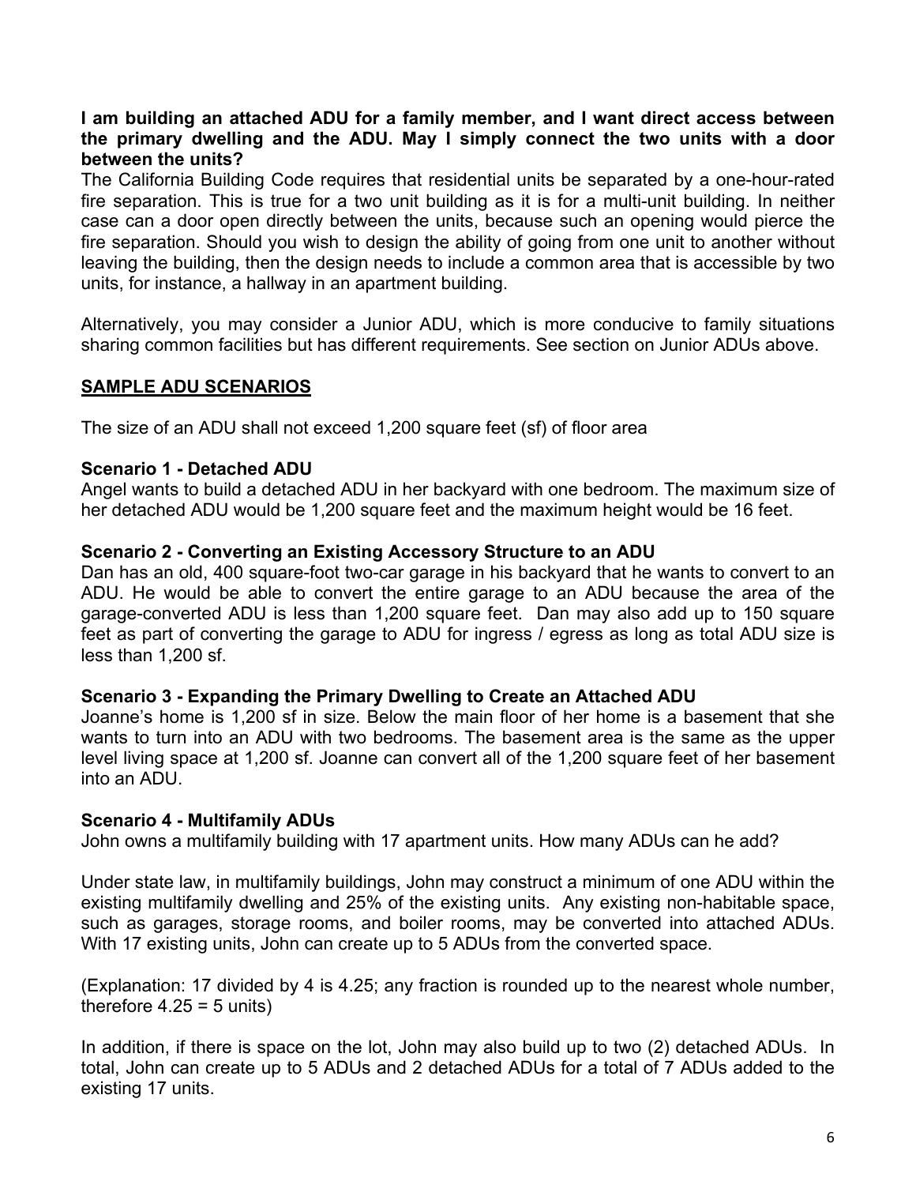**I am building an attached ADU for a family member, and I want direct access between the primary dwelling and the ADU. May I simply connect the two units with a door between the units?**

The California Building Code requires that residential units be separated by a one-hour-rated fire separation. This is true for a two unit building as it is for a multi-unit building. In neither case can a door open directly between the units, because such an opening would pierce the fire separation. Should you wish to design the ability of going from one unit to another without leaving the building, then the design needs to include a common area that is accessible by two units, for instance, a hallway in an apartment building.

Alternatively, you may consider a Junior ADU, which is more conducive to family situations sharing common facilities but has different requirements. See section on Junior ADUs above.

## SAMPLE ADU SCENARIOS

The size of an ADU shall not exceed 1,200 square feet (sf) of floor area

### Scenario 1 - Detached ADU

Angel wants to build a detached ADU in her backyard with one bedroom. The maximum size of her detached ADU would be 1,200 square feet and the maximum height would be 16 feet.

### Scenario 2 - Converting an Existing Accessory Structure to an ADU

Dan has an old, 400 square-foot two-car garage in his backyard that he wants to convert to an ADU. He would be able to convert the entire garage to an ADU because the area of the garage-converted ADU is less than 1,200 square feet. Dan may also add up to 150 square feet as part of converting the garage to ADU for ingress / egress as long as total ADU size is less than 1,200 sf.

### Scenario 3 - Expanding the Primary Dwelling to Create an Attached ADU

Joanne's home is 1,200 sf in size. Below the main floor of her home is a basement that she wants to turn into an ADU with two bedrooms. The basement area is the same as the upper level living space at 1,200 sf. Joanne can convert all of the 1,200 square feet of her basement into an ADU.

### Scenario 4 - Multifamily ADUs

John owns a multifamily building with 17 apartment units. How many ADUs can he add?

Under state law, in multifamily buildings, John may construct a minimum of one ADU within the existing multifamily dwelling and 25% of the existing units. Any existing non-habitable space, such as garages, storage rooms, and boiler rooms, may be converted into attached ADUs. With 17 existing units, John can create up to 5 ADUs from the converted space.

(Explanation: 17 divided by 4 is 4.25; any fraction is rounded up to the nearest whole number, therefore 4.25 = 5 units)

In addition, if there is space on the lot, John may also build up to two (2) detached ADUs. In total, John can create up to 5 ADUs and 2 detached ADUs for a total of 7 ADUs added to the existing 17 units.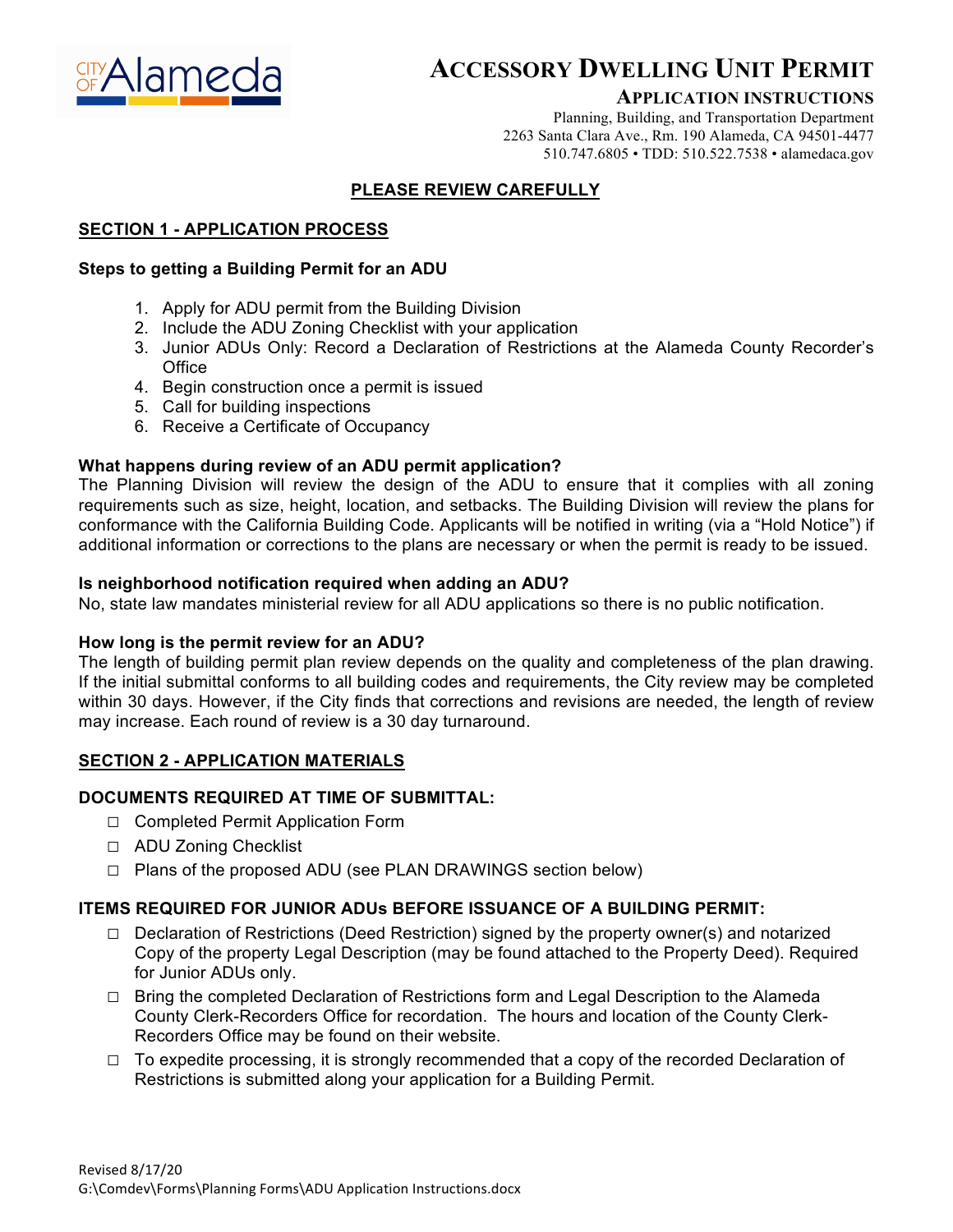# ACCESSORY DWELLING UNIT PERMIT

## APPLICATION INSTRUCTIONS

Planning, Building, and Transportation Department
2263 Santa Clara Ave., Rm. 190 Alameda, CA 94501-4477
510.747.6805 • TDD: 510.522.7538 • alamedaca.gov

**PLEASE REVIEW CAREFULLY**

## SECTION 1 - APPLICATION PROCESS

### Steps to getting a Building Permit for an ADU

1. Apply for ADU permit from the Building Division
2. Include the ADU Zoning Checklist with your application
3. Junior ADUs Only: Record a Declaration of Restrictions at the Alameda County Recorder's Office
4. Begin construction once a permit is issued
5. Call for building inspections
6. Receive a Certificate of Occupancy

**What happens during review of an ADU permit application?**
The Planning Division will review the design of the ADU to ensure that it complies with all zoning requirements such as size, height, location, and setbacks. The Building Division will review the plans for conformance with the California Building Code. Applicants will be notified in writing (via a "Hold Notice") if additional information or corrections to the plans are necessary or when the permit is ready to be issued.

**Is neighborhood notification required when adding an ADU?**
No, state law mandates ministerial review for all ADU applications so there is no public notification.

**How long is the permit review for an ADU?**
The length of building permit plan review depends on the quality and completeness of the plan drawing. If the initial submittal conforms to all building codes and requirements, the City review may be completed within 30 days. However, if the City finds that corrections and revisions are needed, the length of review may increase. Each round of review is a 30 day turnaround.

## SECTION 2 - APPLICATION MATERIALS

### DOCUMENTS REQUIRED AT TIME OF SUBMITTAL:

- ☐ Completed Permit Application Form
- ☐ ADU Zoning Checklist
- ☐ Plans of the proposed ADU (see PLAN DRAWINGS section below)

### ITEMS REQUIRED FOR JUNIOR ADUs BEFORE ISSUANCE OF A BUILDING PERMIT:

- ☐ Declaration of Restrictions (Deed Restriction) signed by the property owner(s) and notarized Copy of the property Legal Description (may be found attached to the Property Deed). Required for Junior ADUs only.
- ☐ Bring the completed Declaration of Restrictions form and Legal Description to the Alameda County Clerk-Recorders Office for recordation. The hours and location of the County Clerk-Recorders Office may be found on their website.
- ☐ To expedite processing, it is strongly recommended that a copy of the recorded Declaration of Restrictions is submitted along your application for a Building Permit.

Revised 8/17/20
G:\Comdev\Forms\Planning Forms\ADU Application Instructions.docx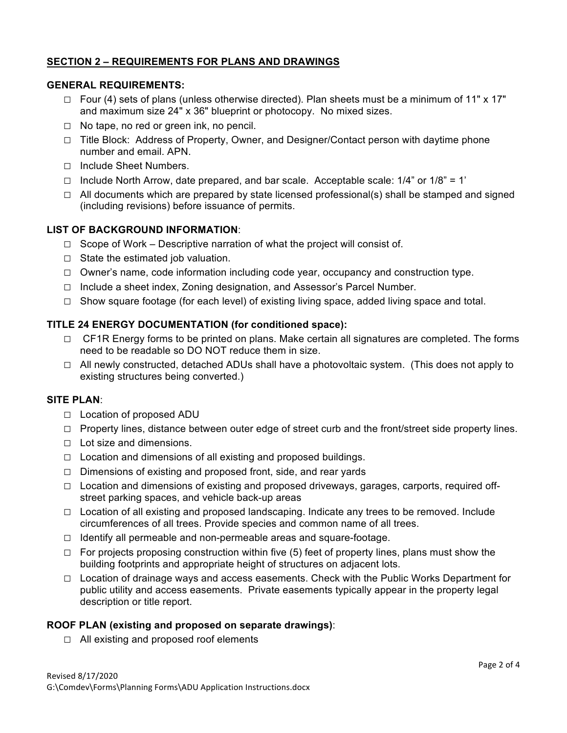## SECTION 2 – REQUIREMENTS FOR PLANS AND DRAWINGS

### GENERAL REQUIREMENTS:

- ☐ Four (4) sets of plans (unless otherwise directed). Plan sheets must be a minimum of 11" x 17" and maximum size 24" x 36" blueprint or photocopy. No mixed sizes.
- ☐ No tape, no red or green ink, no pencil.
- ☐ Title Block: Address of Property, Owner, and Designer/Contact person with daytime phone number and email. APN.
- ☐ Include Sheet Numbers.
- ☐ Include North Arrow, date prepared, and bar scale. Acceptable scale: 1/4" or 1/8" = 1'
- ☐ All documents which are prepared by state licensed professional(s) shall be stamped and signed (including revisions) before issuance of permits.

### LIST OF BACKGROUND INFORMATION:

- ☐ Scope of Work – Descriptive narration of what the project will consist of.
- ☐ State the estimated job valuation.
- ☐ Owner's name, code information including code year, occupancy and construction type.
- ☐ Include a sheet index, Zoning designation, and Assessor's Parcel Number.
- ☐ Show square footage (for each level) of existing living space, added living space and total.

### TITLE 24 ENERGY DOCUMENTATION (for conditioned space):

- ☐ CF1R Energy forms to be printed on plans. Make certain all signatures are completed. The forms need to be readable so DO NOT reduce them in size.
- ☐ All newly constructed, detached ADUs shall have a photovoltaic system. (This does not apply to existing structures being converted.)

### SITE PLAN:

- ☐ Location of proposed ADU
- ☐ Property lines, distance between outer edge of street curb and the front/street side property lines.
- ☐ Lot size and dimensions.
- ☐ Location and dimensions of all existing and proposed buildings.
- ☐ Dimensions of existing and proposed front, side, and rear yards
- ☐ Location and dimensions of existing and proposed driveways, garages, carports, required off-street parking spaces, and vehicle back-up areas
- ☐ Location of all existing and proposed landscaping. Indicate any trees to be removed. Include circumferences of all trees. Provide species and common name of all trees.
- ☐ Identify all permeable and non-permeable areas and square-footage.
- ☐ For projects proposing construction within five (5) feet of property lines, plans must show the building footprints and appropriate height of structures on adjacent lots.
- ☐ Location of drainage ways and access easements. Check with the Public Works Department for public utility and access easements. Private easements typically appear in the property legal description or title report.

### ROOF PLAN (existing and proposed on separate drawings):

- ☐ All existing and proposed roof elements

Revised 8/17/2020
G:\Comdev\Forms\Planning Forms\ADU Application Instructions.docx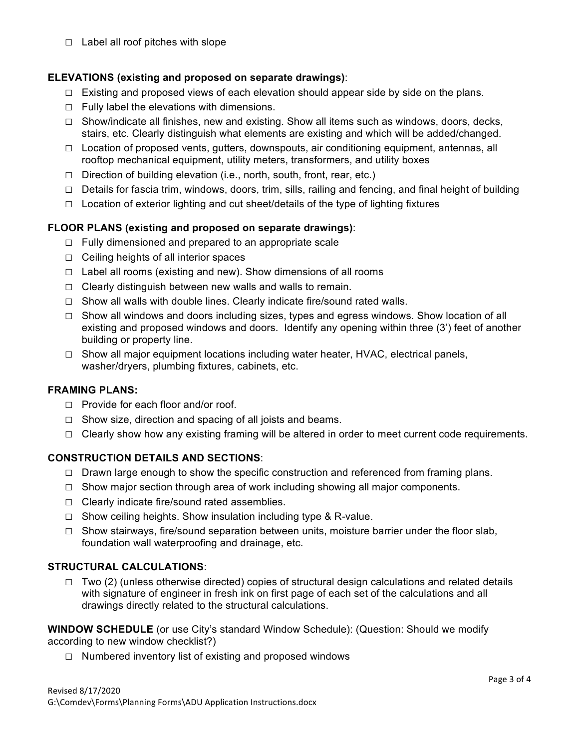- ☐ Label all roof pitches with slope

**ELEVATIONS (existing and proposed on separate drawings)**:

- ☐ Existing and proposed views of each elevation should appear side by side on the plans.
- ☐ Fully label the elevations with dimensions.
- ☐ Show/indicate all finishes, new and existing. Show all items such as windows, doors, decks, stairs, etc. Clearly distinguish what elements are existing and which will be added/changed.
- ☐ Location of proposed vents, gutters, downspouts, air conditioning equipment, antennas, all rooftop mechanical equipment, utility meters, transformers, and utility boxes
- ☐ Direction of building elevation (i.e., north, south, front, rear, etc.)
- ☐ Details for fascia trim, windows, doors, trim, sills, railing and fencing, and final height of building
- ☐ Location of exterior lighting and cut sheet/details of the type of lighting fixtures

**FLOOR PLANS (existing and proposed on separate drawings)**:

- ☐ Fully dimensioned and prepared to an appropriate scale
- ☐ Ceiling heights of all interior spaces
- ☐ Label all rooms (existing and new). Show dimensions of all rooms
- ☐ Clearly distinguish between new walls and walls to remain.
- ☐ Show all walls with double lines. Clearly indicate fire/sound rated walls.
- ☐ Show all windows and doors including sizes, types and egress windows. Show location of all existing and proposed windows and doors. Identify any opening within three (3') feet of another building or property line.
- ☐ Show all major equipment locations including water heater, HVAC, electrical panels, washer/dryers, plumbing fixtures, cabinets, etc.

**FRAMING PLANS:**

- ☐ Provide for each floor and/or roof.
- ☐ Show size, direction and spacing of all joists and beams.
- ☐ Clearly show how any existing framing will be altered in order to meet current code requirements.

**CONSTRUCTION DETAILS AND SECTIONS**:

- ☐ Drawn large enough to show the specific construction and referenced from framing plans.
- ☐ Show major section through area of work including showing all major components.
- ☐ Clearly indicate fire/sound rated assemblies.
- ☐ Show ceiling heights. Show insulation including type & R-value.
- ☐ Show stairways, fire/sound separation between units, moisture barrier under the floor slab, foundation wall waterproofing and drainage, etc.

**STRUCTURAL CALCULATIONS**:

- ☐ Two (2) (unless otherwise directed) copies of structural design calculations and related details with signature of engineer in fresh ink on first page of each set of the calculations and all drawings directly related to the structural calculations.

**WINDOW SCHEDULE** (or use City's standard Window Schedule): (Question: Should we modify according to new window checklist?)

- ☐ Numbered inventory list of existing and proposed windows

Revised 8/17/2020
G:\Comdev\Forms\Planning Forms\ADU Application Instructions.docx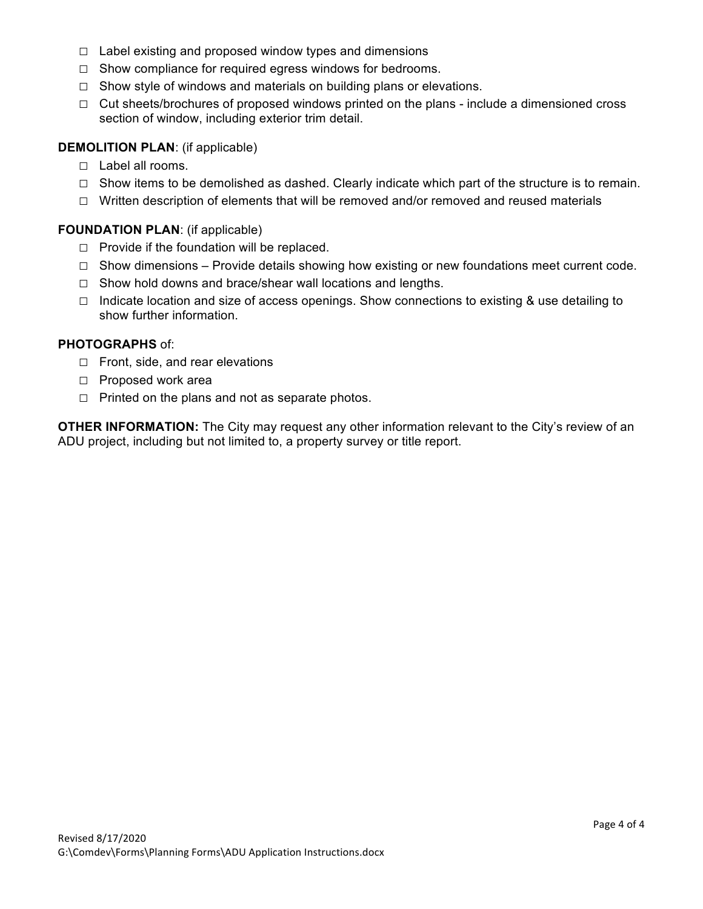- ☐ Label existing and proposed window types and dimensions
- ☐ Show compliance for required egress windows for bedrooms.
- ☐ Show style of windows and materials on building plans or elevations.
- ☐ Cut sheets/brochures of proposed windows printed on the plans - include a dimensioned cross section of window, including exterior trim detail.

**DEMOLITION PLAN**: (if applicable)

- ☐ Label all rooms.
- ☐ Show items to be demolished as dashed. Clearly indicate which part of the structure is to remain.
- ☐ Written description of elements that will be removed and/or removed and reused materials

**FOUNDATION PLAN**: (if applicable)

- ☐ Provide if the foundation will be replaced.
- ☐ Show dimensions – Provide details showing how existing or new foundations meet current code.
- ☐ Show hold downs and brace/shear wall locations and lengths.
- ☐ Indicate location and size of access openings. Show connections to existing & use detailing to show further information.

**PHOTOGRAPHS** of:

- ☐ Front, side, and rear elevations
- ☐ Proposed work area
- ☐ Printed on the plans and not as separate photos.

**OTHER INFORMATION:** The City may request any other information relevant to the City's review of an ADU project, including but not limited to, a property survey or title report.

Revised 8/17/2020
G:\Comdev\Forms\Planning Forms\ADU Application Instructions.docx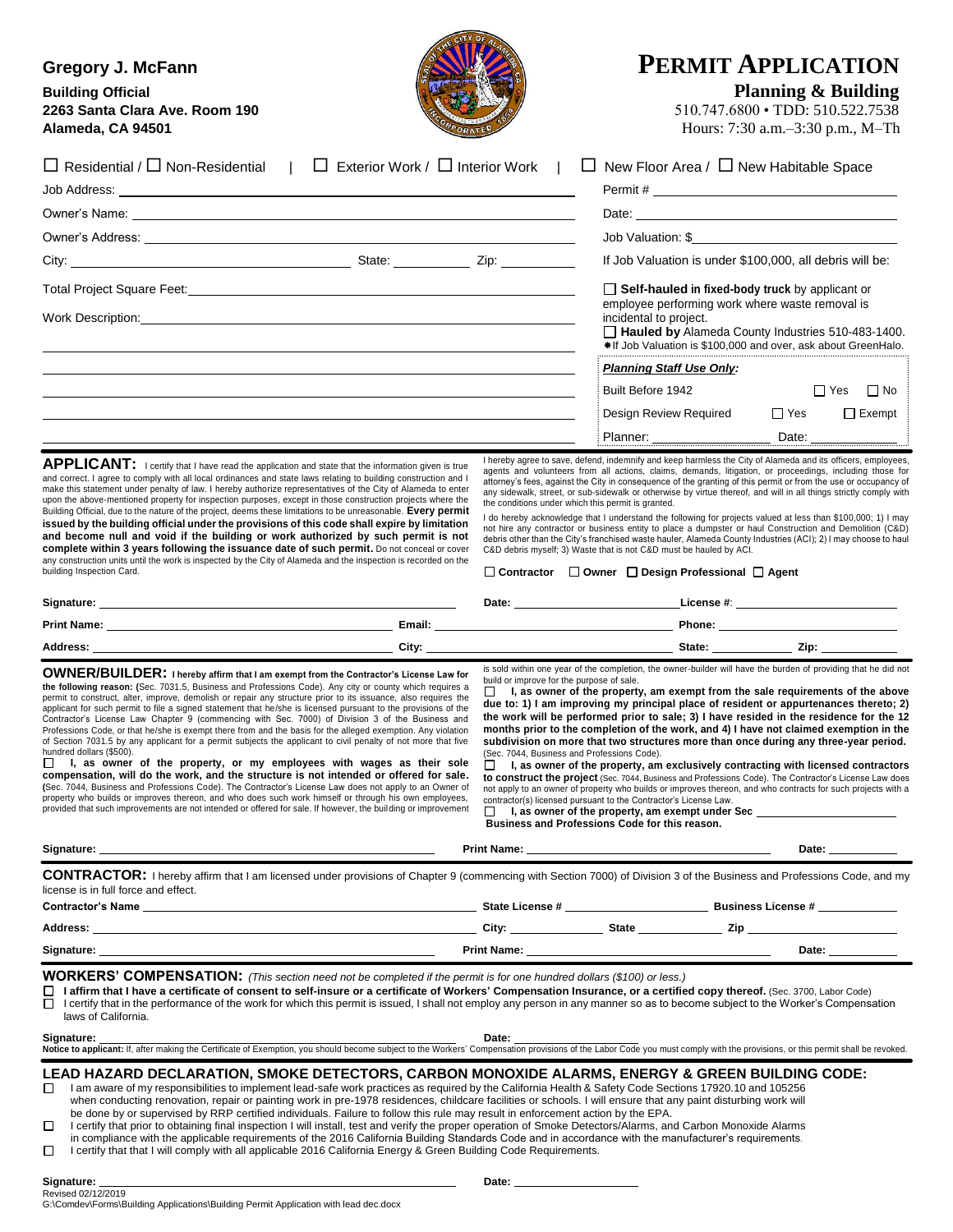**Gregory J. McFann**
**Building Official**
**2263 Santa Clara Ave. Room 190**
**Alameda, CA 94501**

# PERMIT APPLICATION

**Planning & Building**
510.747.6800 • TDD: 510.522.7538
Hours: 7:30 a.m.–3:30 p.m., M–Th

☐ Residential / ☐ Non-Residential | ☐ Exterior Work / ☐ Interior Work | ☐ New Floor Area / ☐ New Habitable Space

Job Address: ______________________ Permit # ______________________

Owner's Name: ______________________ Date: ______________________

Owner's Address: ______________________ Job Valuation: $______________________

City: ______________ State: ________ Zip: ________

If Job Valuation is under $100,000, all debris will be:

☐ **Self-hauled in fixed-body truck** by applicant or employee performing work where waste removal is incidental to project.
☐ **Hauled by** Alameda County Industries 510-483-1400.
✱If Job Valuation is $100,000 and over, ask about GreenHalo.

Total Project Square Feet: ______________________

Work Description: ______________________

***Planning Staff Use Only:***

Built Before 1942 ☐ Yes ☐ No
Design Review Required ☐ Yes ☐ Exempt
Planner: __________ Date: __________

**APPLICANT:** I certify that I have read the application and state that the information given is true and correct. I agree to comply with all local ordinances and state laws relating to building construction and I make this statement under penalty of law. I hereby authorize representatives of the City of Alameda to enter upon the above-mentioned property for inspection purposes, except in those construction projects where the Building Official, due to the nature of the project, deems these limitations to be unreasonable. **Every permit issued by the building official under the provisions of this code shall expire by limitation and become null and void if the building or work authorized by such permit is not complete within 3 years following the issuance date of such permit.** Do not conceal or cover any construction units until the work is inspected by the City of Alameda and the inspection is recorded on the building Inspection Card.

I hereby agree to save, defend, indemnify and keep harmless the City of Alameda and its officers, employees, agents and volunteers from all actions, claims, demands, litigation, or proceedings, including those for attorney's fees, against the City in consequence of the granting of this permit or from the use or occupancy of any sidewalk, street, or sub-sidewalk or otherwise by virtue thereof, and will in all things strictly comply with the conditions under which this permit is granted.

I do hereby acknowledge that I understand the following for projects valued at less than $100,000; 1) I may not hire any contractor or business entity to place a dumpster or haul Construction and Demolition (C&D) debris other than the City's franchised waste hauler, Alameda County Industries (ACI); 2) I may choose to haul C&D debris myself; 3) Waste that is not C&D must be hauled by ACI.

☐ **Contractor** ☐ **Owner** ☐ **Design Professional** ☐ **Agent**

**Signature:** ______________________ **Date:** ______________ **License #:** ______________

**Print Name:** ______________________ **Email:** ______________________ **Phone:** ______________

**Address:** ______________________ **City:** ______________ **State:** ________ **Zip:** ________

**OWNER/BUILDER: I hereby affirm that I am exempt from the Contractor's License Law for the following reason:** (Sec. 7031.5, Business and Professions Code). Any city or county which requires a permit to construct, alter, improve, demolish or repair any structure prior to its issuance, also requires the applicant for such permit to file a signed statement that he/she is licensed pursuant to the provisions of the Contractor's License Law Chapter 9 (commencing with Sec. 7000) of Division 3 of the Business and Professions Code, or that he/she is exempt there from and the basis for the alleged exemption. Any violation of Section 7031.5 by any applicant for a permit subjects the applicant to civil penalty of not more that five hundred dollars ($500).

☐ **I, as owner of the property, or my employees with wages as their sole compensation, will do the work, and the structure is not intended or offered for sale.** (Sec. 7044, Business and Professions Code). The Contractor's License Law does not apply to an Owner of property who builds or improves thereon, and who does such work himself or through his own employees, provided that such improvements are not intended or offered for sale. If however, the building or improvement is sold within one year of the completion, the owner-builder will have the burden of providing that he did not build or improve for the purpose of sale.

☐ **I, as owner of the property, am exempt from the sale requirements of the above due to: 1) I am improving my principal place of resident or appurtenances thereto; 2) the work will be performed prior to sale; 3) I have resided in the residence for the 12 months prior to the completion of the work, and 4) I have not claimed exemption in the subdivision on more that two structures more than once during any three-year period.** (Sec. 7044, Business and Professions Code).

☐ **I, as owner of the property, am exclusively contracting with licensed contractors to construct the project** (Sec. 7044, Business and Professions Code). The Contractor's License Law does not apply to an owner of property who builds or improves thereon, and who contracts for such projects with a contractor(s) licensed pursuant to the Contractor's License Law.

☐ **I, as owner of the property, am exempt under Sec ______________ Business and Professions Code for this reason.**

**Signature:** ______________________ **Print Name:** ______________________ **Date:** ________

**CONTRACTOR:** I hereby affirm that I am licensed under provisions of Chapter 9 (commencing with Section 7000) of Division 3 of the Business and Professions Code, and my license is in full force and effect.

**Contractor's Name** ______________________ **State License #** ______________ **Business License #** ______________

**Address:** ______________________ **City:** ______________ **State** ______________ **Zip** ______________

**Signature:** ______________________ **Print Name:** ______________________ **Date:** ________

**WORKERS' COMPENSATION:** *(This section need not be completed if the permit is for one hundred dollars ($100) or less.)*

☐ **I affirm that I have a certificate of consent to self-insure or a certificate of Workers' Compensation Insurance, or a certified copy thereof.** (Sec. 3700, Labor Code)

☐ I certify that in the performance of the work for which this permit is issued, I shall not employ any person in any manner so as to become subject to the Worker's Compensation laws of California.

**Signature:** ______________________ **Date:** ______________

**Notice to applicant:** If, after making the Certificate of Exemption, you should become subject to the Workers' Compensation provisions of the Labor Code you must comply with the provisions, or this permit shall be revoked.

## LEAD HAZARD DECLARATION, SMOKE DETECTORS, CARBON MONOXIDE ALARMS, ENERGY & GREEN BUILDING CODE:

☐ I am aware of my responsibilities to implement lead-safe work practices as required by the California Health & Safety Code Sections 17920.10 and 105256 when conducting renovation, repair or painting work in pre-1978 residences, childcare facilities or schools. I will ensure that any paint disturbing work will be done by or supervised by RRP certified individuals. Failure to follow this rule may result in enforcement action by the EPA.

☐ I certify that prior to obtaining final inspection I will install, test and verify the proper operation of Smoke Detectors/Alarms, and Carbon Monoxide Alarms in compliance with the applicable requirements of the 2016 California Building Standards Code and in accordance with the manufacturer's requirements.

☐ I certify that that I will comply with all applicable 2016 California Energy & Green Building Code Requirements.

**Signature:** ______________________ **Date:** ______________

Revised 02/12/2019
G:\Comdev\Forms\Building Applications\Building Permit Application with lead dec.docx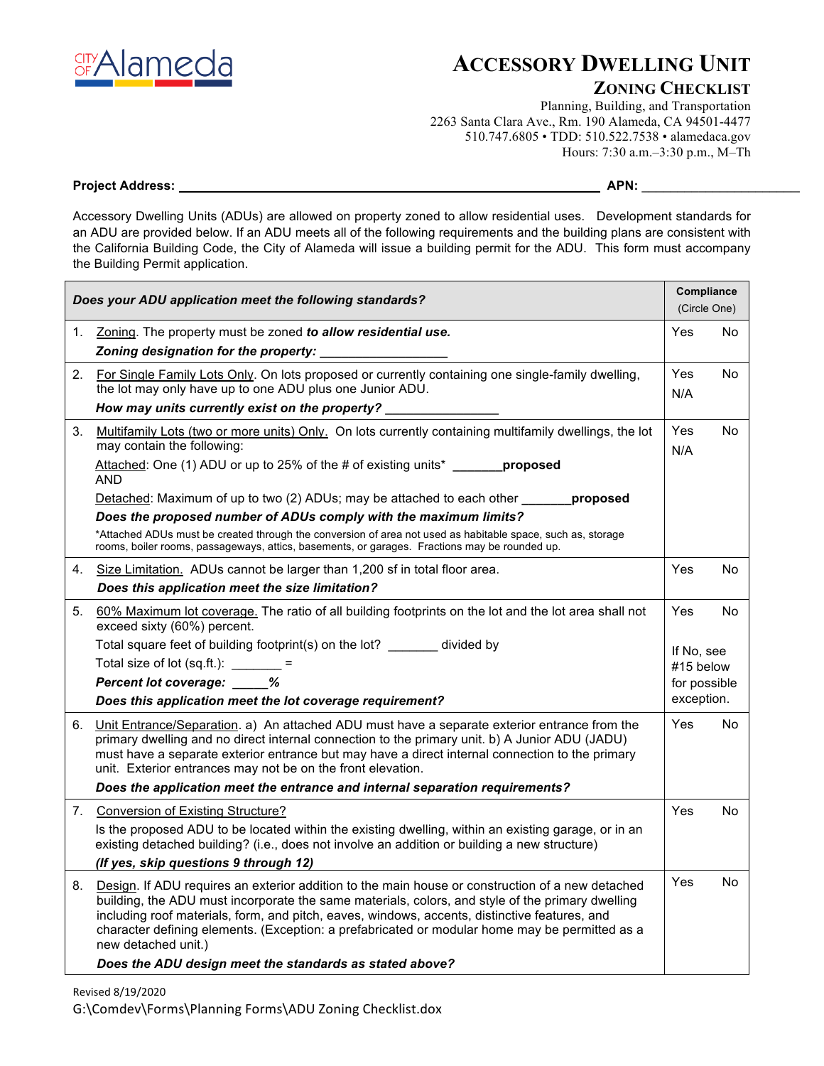CITY OF Alameda

# ACCESSORY DWELLING UNIT

## ZONING CHECKLIST

Planning, Building, and Transportation
2263 Santa Clara Ave., Rm. 190 Alameda, CA 94501-4477
510.747.6805 • TDD: 510.522.7538 • alamedaca.gov
Hours: 7:30 a.m.–3:30 p.m., M–Th

**Project Address:** ____________________________________________ **APN:** ____________________

Accessory Dwelling Units (ADUs) are allowed on property zoned to allow residential uses. Development standards for an ADU are provided below. If an ADU meets all of the following requirements and the building plans are consistent with the California Building Code, the City of Alameda will issue a building permit for the ADU. This form must accompany the Building Permit application.

| ***Does your ADU application meet the following standards?*** | **Compliance** (Circle One) |
|---|---|
| 1. Zoning. The property must be zoned ***to allow residential use.*** <br> ***Zoning designation for the property:*** __________________ | Yes No |
| 2. For Single Family Lots Only. On lots proposed or currently containing one single-family dwelling, the lot may only have up to one ADU plus one Junior ADU. <br> ***How may units currently exist on the property?*** ________________ | Yes No <br> N/A |
| 3. Multifamily Lots (two or more units) Only. On lots currently containing multifamily dwellings, the lot may contain the following: <br> Attached: One (1) ADU or up to 25% of the # of existing units* _______**proposed** <br> AND <br> Detached: Maximum of up to two (2) ADUs; may be attached to each other _______**proposed** <br> ***Does the proposed number of ADUs comply with the maximum limits?*** <br> *Attached ADUs must be created through the conversion of area not used as habitable space, such as, storage rooms, boiler rooms, passageways, attics, basements, or garages. Fractions may be rounded up. | Yes No <br> N/A |
| 4. Size Limitation. ADUs cannot be larger than 1,200 sf in total floor area. <br> ***Does this application meet the size limitation?*** | Yes No |
| 5. 60% Maximum lot coverage. The ratio of all building footprints on the lot and the lot area shall not exceed sixty (60%) percent. <br> Total square feet of building footprint(s) on the lot? _______ divided by <br> Total size of lot (sq.ft.): _______ = <br> ***Percent lot coverage:*** _____***%*** <br> ***Does this application meet the lot coverage requirement?*** | Yes No <br> If No, see #15 below for possible exception. |
| 6. Unit Entrance/Separation. a) An attached ADU must have a separate exterior entrance from the primary dwelling and no direct internal connection to the primary unit. b) A Junior ADU (JADU) must have a separate exterior entrance but may have a direct internal connection to the primary unit. Exterior entrances may not be on the front elevation. <br> ***Does the application meet the entrance and internal separation requirements?*** | Yes No |
| 7. Conversion of Existing Structure? <br> Is the proposed ADU to be located within the existing dwelling, within an existing garage, or in an existing detached building? (i.e., does not involve an addition or building a new structure) <br> ***(If yes, skip questions 9 through 12)*** | Yes No |
| 8. Design. If ADU requires an exterior addition to the main house or construction of a new detached building, the ADU must incorporate the same materials, colors, and style of the primary dwelling including roof materials, form, and pitch, eaves, windows, accents, distinctive features, and character defining elements. (Exception: a prefabricated or modular home may be permitted as a new detached unit.) <br> ***Does the ADU design meet the standards as stated above?*** | Yes No |

Revised 8/19/2020
G:\Comdev\Forms\Planning Forms\ADU Zoning Checklist.dox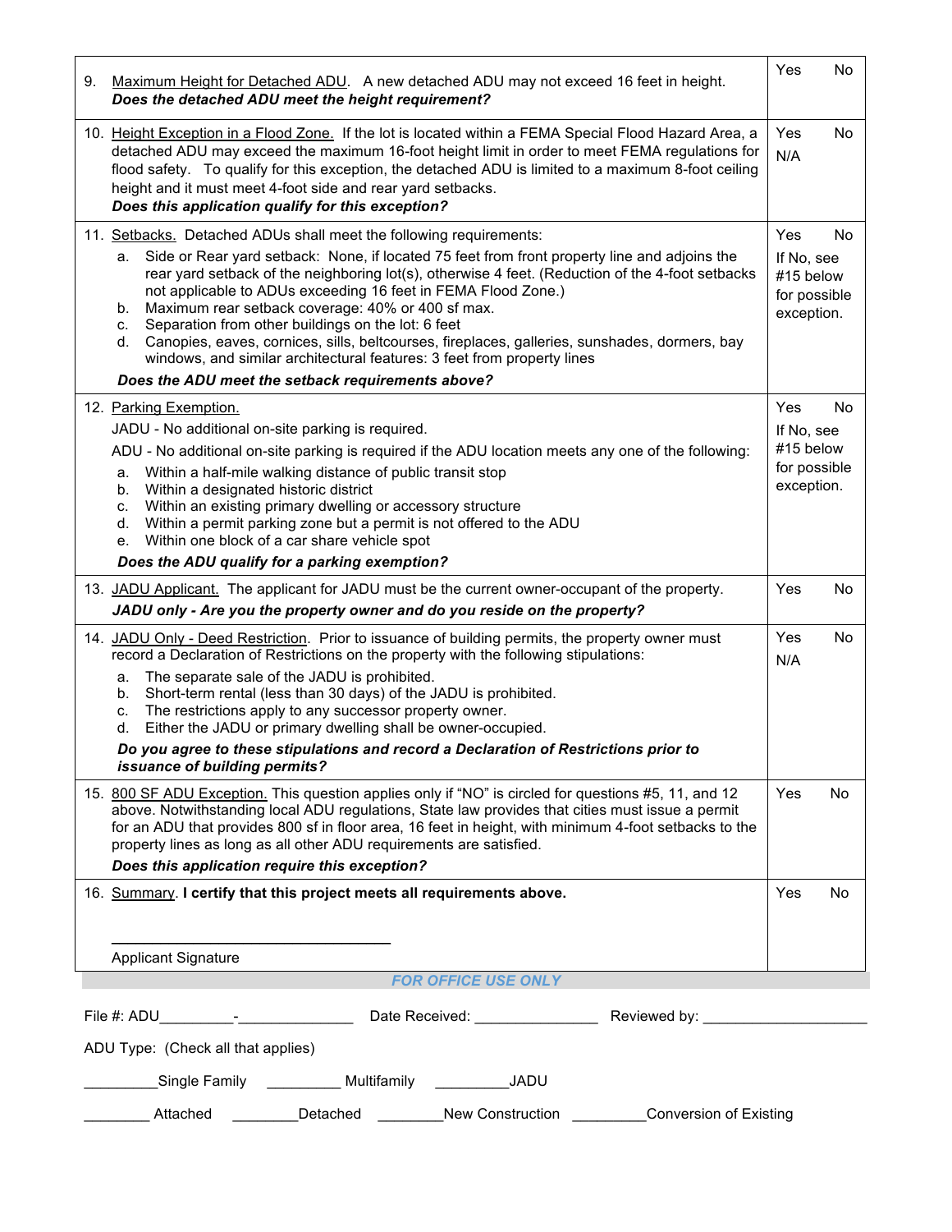| Requirement | Response |
|---|---|
| 9. <u>Maximum Height for Detached ADU</u>. A new detached ADU may not exceed 16 feet in height.<br>***Does the detached ADU meet the height requirement?*** | Yes No |
| 10. <u>Height Exception in a Flood Zone.</u> If the lot is located within a FEMA Special Flood Hazard Area, a detached ADU may exceed the maximum 16-foot height limit in order to meet FEMA regulations for flood safety. To qualify for this exception, the detached ADU is limited to a maximum 8-foot ceiling height and it must meet 4-foot side and rear yard setbacks.<br>***Does this application qualify for this exception?*** | Yes No<br>N/A |
| 11. <u>Setbacks.</u> Detached ADUs shall meet the following requirements:<br>a. Side or Rear yard setback: None, if located 75 feet from front property line and adjoins the rear yard setback of the neighboring lot(s), otherwise 4 feet. (Reduction of the 4-foot setbacks not applicable to ADUs exceeding 16 feet in FEMA Flood Zone.)<br>b. Maximum rear setback coverage: 40% or 400 sf max.<br>c. Separation from other buildings on the lot: 6 feet<br>d. Canopies, eaves, cornices, sills, beltcourses, fireplaces, galleries, sunshades, dormers, bay windows, and similar architectural features: 3 feet from property lines<br>***Does the ADU meet the setback requirements above?*** | Yes No<br>If No, see #15 below for possible exception. |
| 12. <u>Parking Exemption.</u><br>JADU - No additional on-site parking is required.<br>ADU - No additional on-site parking is required if the ADU location meets any one of the following:<br>a. Within a half-mile walking distance of public transit stop<br>b. Within a designated historic district<br>c. Within an existing primary dwelling or accessory structure<br>d. Within a permit parking zone but a permit is not offered to the ADU<br>e. Within one block of a car share vehicle spot<br>***Does the ADU qualify for a parking exemption?*** | Yes No<br>If No, see #15 below for possible exception. |
| 13. <u>JADU Applicant.</u> The applicant for JADU must be the current owner-occupant of the property.<br>***JADU only - Are you the property owner and do you reside on the property?*** | Yes No |
| 14. <u>JADU Only - Deed Restriction</u>. Prior to issuance of building permits, the property owner must record a Declaration of Restrictions on the property with the following stipulations:<br>a. The separate sale of the JADU is prohibited.<br>b. Short-term rental (less than 30 days) of the JADU is prohibited.<br>c. The restrictions apply to any successor property owner.<br>d. Either the JADU or primary dwelling shall be owner-occupied.<br>***Do you agree to these stipulations and record a Declaration of Restrictions prior to issuance of building permits?*** | Yes No<br>N/A |
| 15. <u>800 SF ADU Exception.</u> This question applies only if "NO" is circled for questions #5, 11, and 12 above. Notwithstanding local ADU regulations, State law provides that cities must issue a permit for an ADU that provides 800 sf in floor area, 16 feet in height, with minimum 4-foot setbacks to the property lines as long as all other ADU requirements are satisfied.<br>***Does this application require this exception?*** | Yes No |
| 16. <u>Summary</u>. **I certify that this project meets all requirements above.**<br><br>\_\_\_\_\_\_\_\_\_\_\_\_\_\_\_\_\_\_\_\_\_\_\_\_\_\_\_\_\_\_<br>Applicant Signature | Yes No |

***FOR OFFICE USE ONLY***

File #: ADU\_\_\_\_\_\_\_\_\_-\_\_\_\_\_\_\_\_\_\_\_\_\_\_ Date Received: \_\_\_\_\_\_\_\_\_\_\_\_\_\_\_ Reviewed by: \_\_\_\_\_\_\_\_\_\_\_\_\_\_\_\_\_\_\_\_

ADU Type: (Check all that applies)

\_\_\_\_\_\_\_\_\_Single Family \_\_\_\_\_\_\_\_\_ Multifamily \_\_\_\_\_\_\_\_\_JADU

\_\_\_\_\_\_\_\_ Attached \_\_\_\_\_\_\_\_Detached \_\_\_\_\_\_\_\_New Construction \_\_\_\_\_\_\_\_\_Conversion of Existing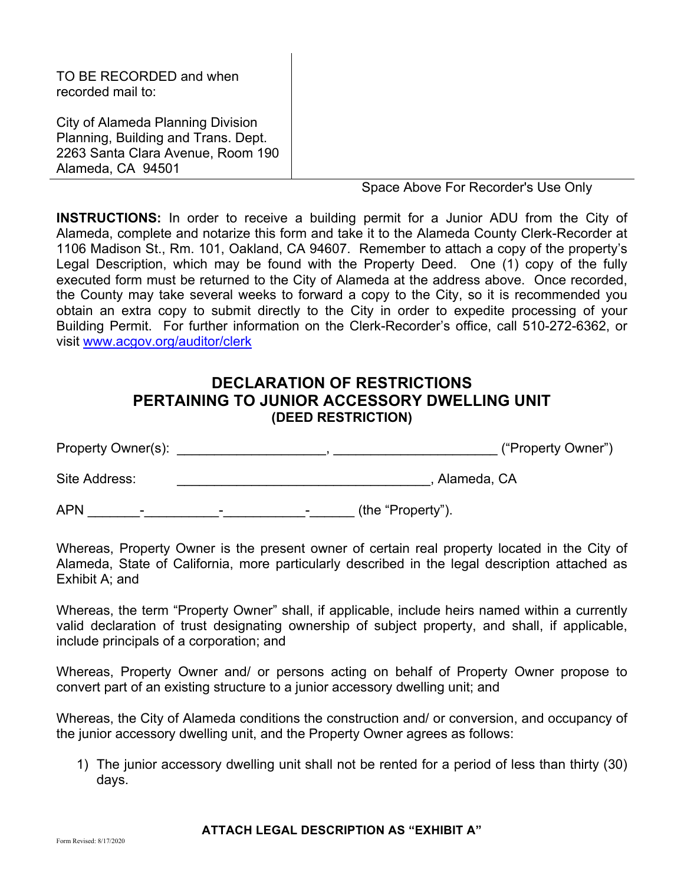TO BE RECORDED and when recorded mail to:

City of Alameda Planning Division
Planning, Building and Trans. Dept.
2263 Santa Clara Avenue, Room 190
Alameda, CA 94501

Space Above For Recorder's Use Only

**INSTRUCTIONS:** In order to receive a building permit for a Junior ADU from the City of Alameda, complete and notarize this form and take it to the Alameda County Clerk-Recorder at 1106 Madison St., Rm. 101, Oakland, CA 94607. Remember to attach a copy of the property's Legal Description, which may be found with the Property Deed. One (1) copy of the fully executed form must be returned to the City of Alameda at the address above. Once recorded, the County may take several weeks to forward a copy to the City, so it is recommended you obtain an extra copy to submit directly to the City in order to expedite processing of your Building Permit. For further information on the Clerk-Recorder's office, call 510-272-6362, or visit [www.acgov.org/auditor/clerk](www.acgov.org/auditor/clerk)

## DECLARATION OF RESTRICTIONS PERTAINING TO JUNIOR ACCESSORY DWELLING UNIT

### (DEED RESTRICTION)

Property Owner(s): ____________________, ______________________ ("Property Owner")

Site Address: __________________________________, Alameda, CA

APN _______-__________-___________-______ (the "Property").

Whereas, Property Owner is the present owner of certain real property located in the City of Alameda, State of California, more particularly described in the legal description attached as Exhibit A; and

Whereas, the term "Property Owner" shall, if applicable, include heirs named within a currently valid declaration of trust designating ownership of subject property, and shall, if applicable, include principals of a corporation; and

Whereas, Property Owner and/ or persons acting on behalf of Property Owner propose to convert part of an existing structure to a junior accessory dwelling unit; and

Whereas, the City of Alameda conditions the construction and/ or conversion, and occupancy of the junior accessory dwelling unit, and the Property Owner agrees as follows:

1) The junior accessory dwelling unit shall not be rented for a period of less than thirty (30) days.

**ATTACH LEGAL DESCRIPTION AS "EXHIBIT A"**

Form Revised: 8/17/2020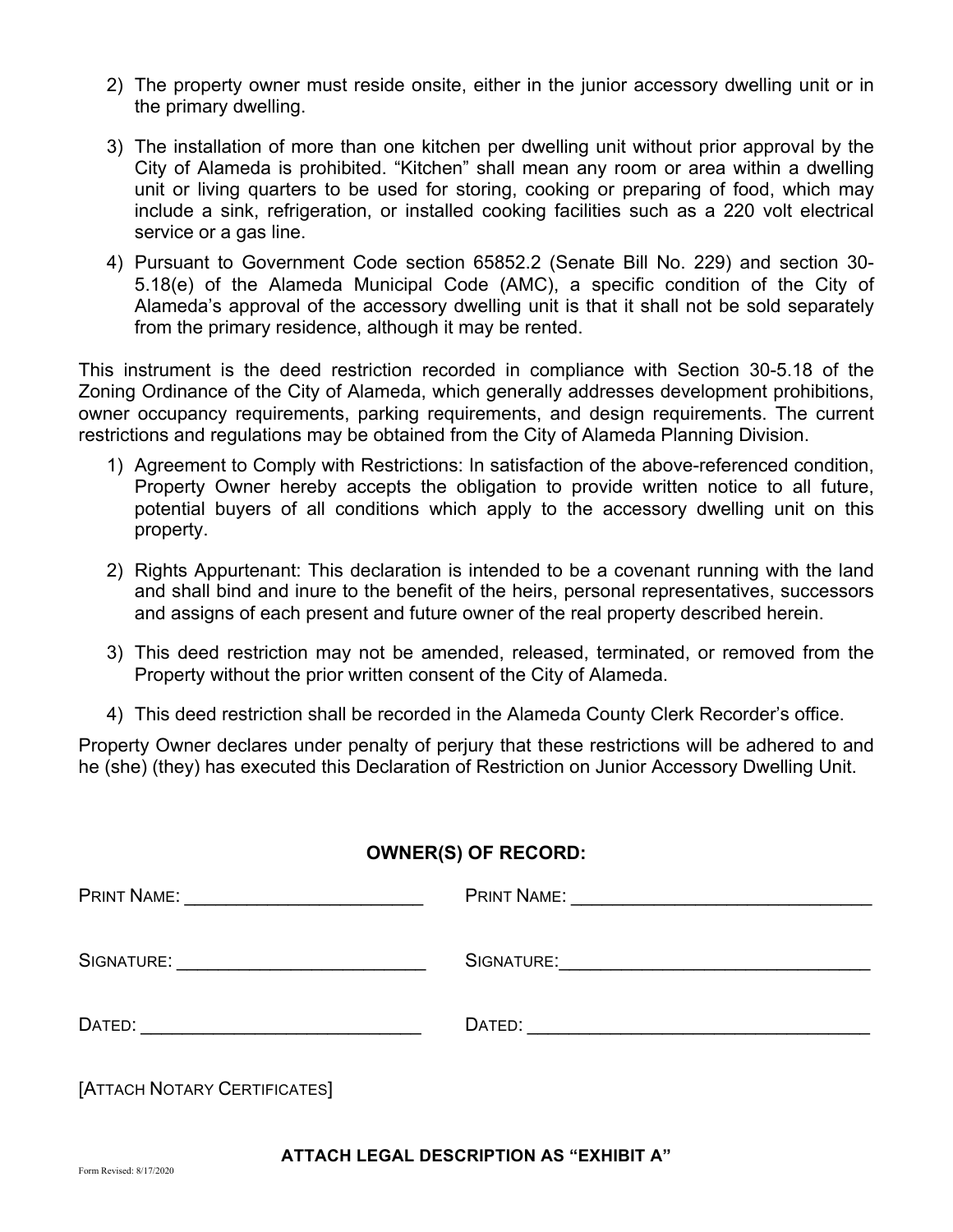2) The property owner must reside onsite, either in the junior accessory dwelling unit or in the primary dwelling.

3) The installation of more than one kitchen per dwelling unit without prior approval by the City of Alameda is prohibited. "Kitchen" shall mean any room or area within a dwelling unit or living quarters to be used for storing, cooking or preparing of food, which may include a sink, refrigeration, or installed cooking facilities such as a 220 volt electrical service or a gas line.

4) Pursuant to Government Code section 65852.2 (Senate Bill No. 229) and section 30-5.18(e) of the Alameda Municipal Code (AMC), a specific condition of the City of Alameda's approval of the accessory dwelling unit is that it shall not be sold separately from the primary residence, although it may be rented.

This instrument is the deed restriction recorded in compliance with Section 30-5.18 of the Zoning Ordinance of the City of Alameda, which generally addresses development prohibitions, owner occupancy requirements, parking requirements, and design requirements. The current restrictions and regulations may be obtained from the City of Alameda Planning Division.

1) Agreement to Comply with Restrictions: In satisfaction of the above-referenced condition, Property Owner hereby accepts the obligation to provide written notice to all future, potential buyers of all conditions which apply to the accessory dwelling unit on this property.

2) Rights Appurtenant: This declaration is intended to be a covenant running with the land and shall bind and inure to the benefit of the heirs, personal representatives, successors and assigns of each present and future owner of the real property described herein.

3) This deed restriction may not be amended, released, terminated, or removed from the Property without the prior written consent of the City of Alameda.

4) This deed restriction shall be recorded in the Alameda County Clerk Recorder's office.

Property Owner declares under penalty of perjury that these restrictions will be adhered to and he (she) (they) has executed this Declaration of Restriction on Junior Accessory Dwelling Unit.

**OWNER(S) OF RECORD:**

PRINT NAME: ________________________ PRINT NAME: ______________________________

SIGNATURE: _________________________ SIGNATURE: ______________________________

DATED: ___________________________ DATED: __________________________________

[ATTACH NOTARY CERTIFICATES]

**ATTACH LEGAL DESCRIPTION AS "EXHIBIT A"**

Form Revised: 8/17/2020